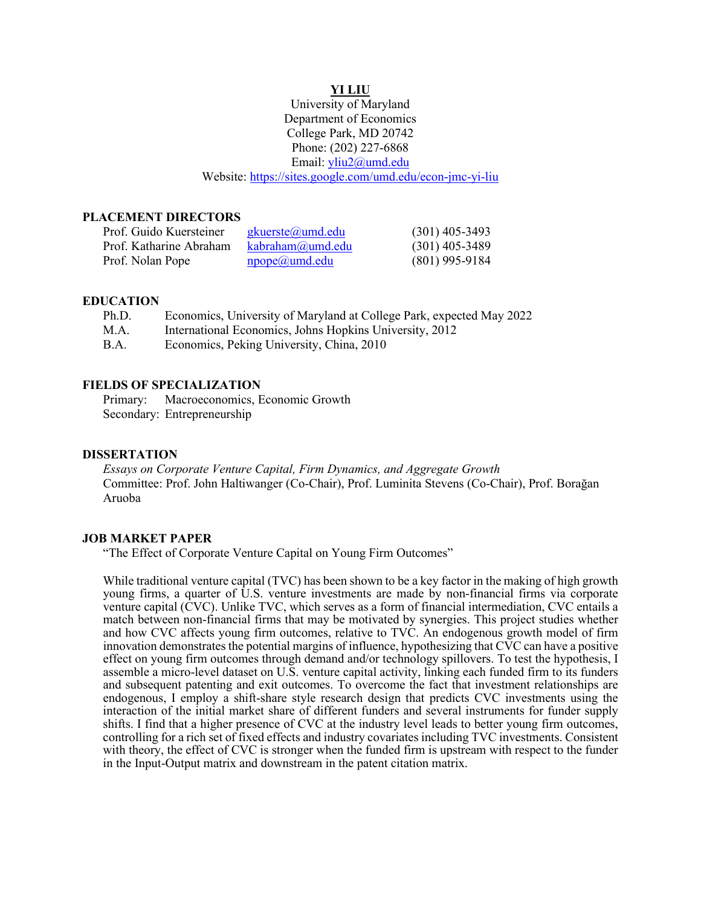# YI LIU

University of Maryland
Department of Economics
College Park, MD 20742
Phone: (202) 227-6868
Email: yliu2@umd.edu
Website: https://sites.google.com/umd.edu/econ-jmc-yi-liu

## PLACEMENT DIRECTORS

| | | |
|---|---|---|
| Prof. Guido Kuersteiner | gkuerste@umd.edu | (301) 405-3493 |
| Prof. Katharine Abraham | kabraham@umd.edu | (301) 405-3489 |
| Prof. Nolan Pope | npope@umd.edu | (801) 995-9184 |

## EDUCATION

| | |
|---|---|
| Ph.D. | Economics, University of Maryland at College Park, expected May 2022 |
| M.A. | International Economics, Johns Hopkins University, 2012 |
| B.A. | Economics, Peking University, China, 2010 |

## FIELDS OF SPECIALIZATION

Primary: Macroeconomics, Economic Growth
Secondary: Entrepreneurship

## DISSERTATION

*Essays on Corporate Venture Capital, Firm Dynamics, and Aggregate Growth*
Committee: Prof. John Haltiwanger (Co-Chair), Prof. Luminita Stevens (Co-Chair), Prof. Borağan Aruoba

## JOB MARKET PAPER

"The Effect of Corporate Venture Capital on Young Firm Outcomes"

While traditional venture capital (TVC) has been shown to be a key factor in the making of high growth young firms, a quarter of U.S. venture investments are made by non-financial firms via corporate venture capital (CVC). Unlike TVC, which serves as a form of financial intermediation, CVC entails a match between non-financial firms that may be motivated by synergies. This project studies whether and how CVC affects young firm outcomes, relative to TVC. An endogenous growth model of firm innovation demonstrates the potential margins of influence, hypothesizing that CVC can have a positive effect on young firm outcomes through demand and/or technology spillovers. To test the hypothesis, I assemble a micro-level dataset on U.S. venture capital activity, linking each funded firm to its funders and subsequent patenting and exit outcomes. To overcome the fact that investment relationships are endogenous, I employ a shift-share style research design that predicts CVC investments using the interaction of the initial market share of different funders and several instruments for funder supply shifts. I find that a higher presence of CVC at the industry level leads to better young firm outcomes, controlling for a rich set of fixed effects and industry covariates including TVC investments. Consistent with theory, the effect of CVC is stronger when the funded firm is upstream with respect to the funder in the Input-Output matrix and downstream in the patent citation matrix.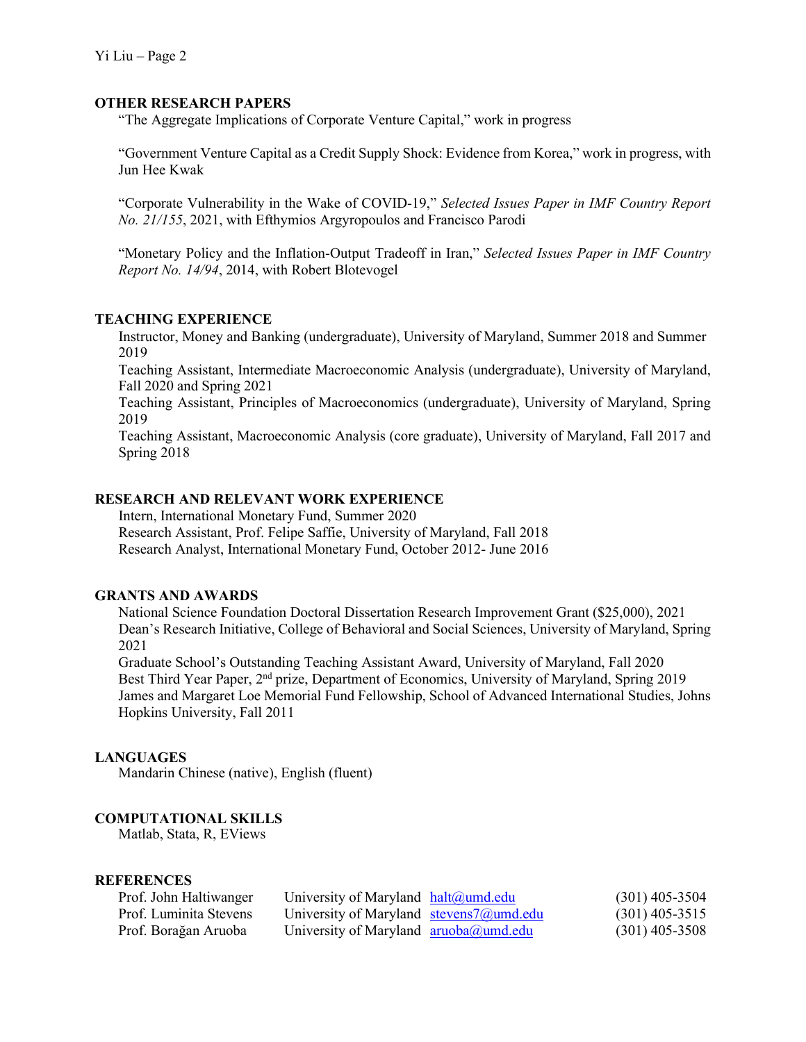## OTHER RESEARCH PAPERS

"The Aggregate Implications of Corporate Venture Capital," work in progress

"Government Venture Capital as a Credit Supply Shock: Evidence from Korea," work in progress, with Jun Hee Kwak

"Corporate Vulnerability in the Wake of COVID-19," *Selected Issues Paper in IMF Country Report No. 21/155*, 2021, with Efthymios Argyropoulos and Francisco Parodi

"Monetary Policy and the Inflation-Output Tradeoff in Iran," *Selected Issues Paper in IMF Country Report No. 14/94*, 2014, with Robert Blotevogel

## TEACHING EXPERIENCE

Instructor, Money and Banking (undergraduate), University of Maryland, Summer 2018 and Summer 2019

Teaching Assistant, Intermediate Macroeconomic Analysis (undergraduate), University of Maryland, Fall 2020 and Spring 2021

Teaching Assistant, Principles of Macroeconomics (undergraduate), University of Maryland, Spring 2019

Teaching Assistant, Macroeconomic Analysis (core graduate), University of Maryland, Fall 2017 and Spring 2018

## RESEARCH AND RELEVANT WORK EXPERIENCE

Intern, International Monetary Fund, Summer 2020

Research Assistant, Prof. Felipe Saffie, University of Maryland, Fall 2018

Research Analyst, International Monetary Fund, October 2012- June 2016

## GRANTS AND AWARDS

National Science Foundation Doctoral Dissertation Research Improvement Grant ($25,000), 2021

Dean's Research Initiative, College of Behavioral and Social Sciences, University of Maryland, Spring 2021

Graduate School's Outstanding Teaching Assistant Award, University of Maryland, Fall 2020

Best Third Year Paper, 2nd prize, Department of Economics, University of Maryland, Spring 2019

James and Margaret Loe Memorial Fund Fellowship, School of Advanced International Studies, Johns Hopkins University, Fall 2011

## LANGUAGES

Mandarin Chinese (native), English (fluent)

## COMPUTATIONAL SKILLS

Matlab, Stata, R, EViews

## REFERENCES

| | | | |
|---|---|---|---|
| Prof. John Haltiwanger | University of Maryland | halt@umd.edu | (301) 405-3504 |
| Prof. Luminita Stevens | University of Maryland | stevens7@umd.edu | (301) 405-3515 |
| Prof. Borağan Aruoba | University of Maryland | aruoba@umd.edu | (301) 405-3508 |